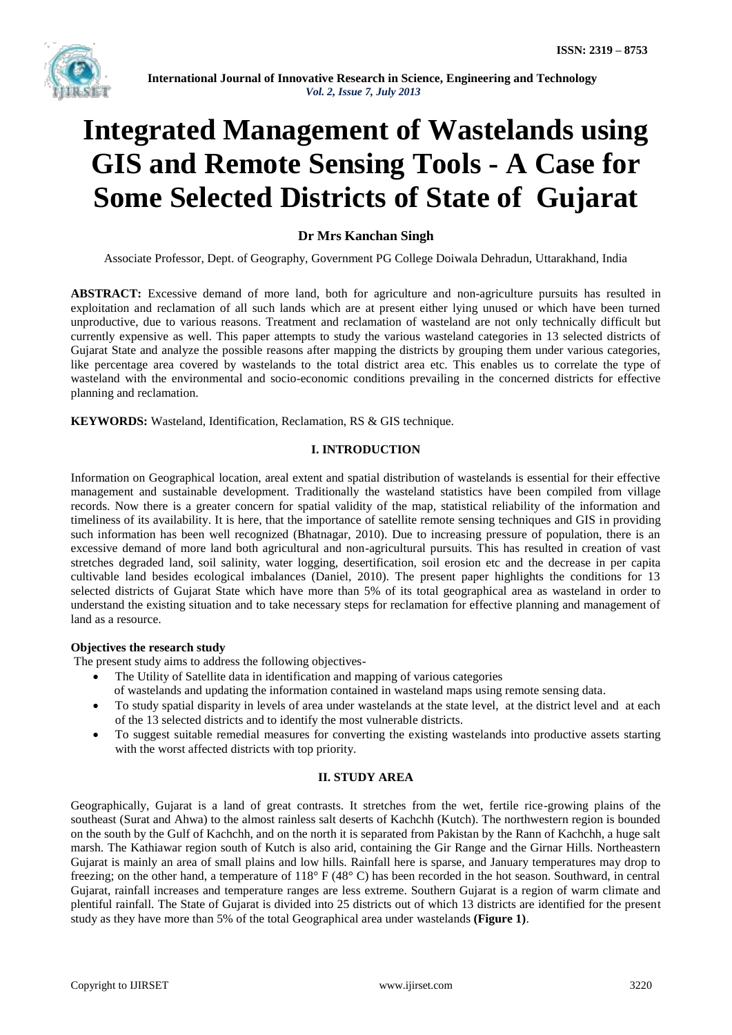# Integrated Management of Wastelands using GIS and Remote Sensing Tools - A Case for Some Selected Districts of State of Gujarat

**Dr Mrs Kanchan Singh**

Associate Professor, Dept. of Geography, Government PG College Doiwala Dehradun, Uttarakhand, India

**ABSTRACT:** Excessive demand of more land, both for agriculture and non-agriculture pursuits has resulted in exploitation and reclamation of all such lands which are at present either lying unused or which have been turned unproductive, due to various reasons. Treatment and reclamation of wasteland are not only technically difficult but currently expensive as well. This paper attempts to study the various wasteland categories in 13 selected districts of Gujarat State and analyze the possible reasons after mapping the districts by grouping them under various categories, like percentage area covered by wastelands to the total district area etc. This enables us to correlate the type of wasteland with the environmental and socio-economic conditions prevailing in the concerned districts for effective planning and reclamation.

**KEYWORDS:** Wasteland, Identification, Reclamation, RS & GIS technique.

## I. INTRODUCTION

Information on Geographical location, areal extent and spatial distribution of wastelands is essential for their effective management and sustainable development. Traditionally the wasteland statistics have been compiled from village records. Now there is a greater concern for spatial validity of the map, statistical reliability of the information and timeliness of its availability. It is here, that the importance of satellite remote sensing techniques and GIS in providing such information has been well recognized (Bhatnagar, 2010). Due to increasing pressure of population, there is an excessive demand of more land both agricultural and non-agricultural pursuits. This has resulted in creation of vast stretches degraded land, soil salinity, water logging, desertification, soil erosion etc and the decrease in per capita cultivable land besides ecological imbalances (Daniel, 2010). The present paper highlights the conditions for 13 selected districts of Gujarat State which have more than 5% of its total geographical area as wasteland in order to understand the existing situation and to take necessary steps for reclamation for effective planning and management of land as a resource.

**Objectives the research study**

The present study aims to address the following objectives-

- The Utility of Satellite data in identification and mapping of various categories of wastelands and updating the information contained in wasteland maps using remote sensing data.
- To study spatial disparity in levels of area under wastelands at the state level, at the district level and at each of the 13 selected districts and to identify the most vulnerable districts.
- To suggest suitable remedial measures for converting the existing wastelands into productive assets starting with the worst affected districts with top priority.

## II. STUDY AREA

Geographically, Gujarat is a land of great contrasts. It stretches from the wet, fertile rice-growing plains of the southeast (Surat and Ahwa) to the almost rainless salt deserts of Kachchh (Kutch). The northwestern region is bounded on the south by the Gulf of Kachchh, and on the north it is separated from Pakistan by the Rann of Kachchh, a huge salt marsh. The Kathiawar region south of Kutch is also arid, containing the Gir Range and the Girnar Hills. Northeastern Gujarat is mainly an area of small plains and low hills. Rainfall here is sparse, and January temperatures may drop to freezing; on the other hand, a temperature of 118° F (48° C) has been recorded in the hot season. Southward, in central Gujarat, rainfall increases and temperature ranges are less extreme. Southern Gujarat is a region of warm climate and plentiful rainfall. The State of Gujarat is divided into 25 districts out of which 13 districts are identified for the present study as they have more than 5% of the total Geographical area under wastelands **(Figure 1)**.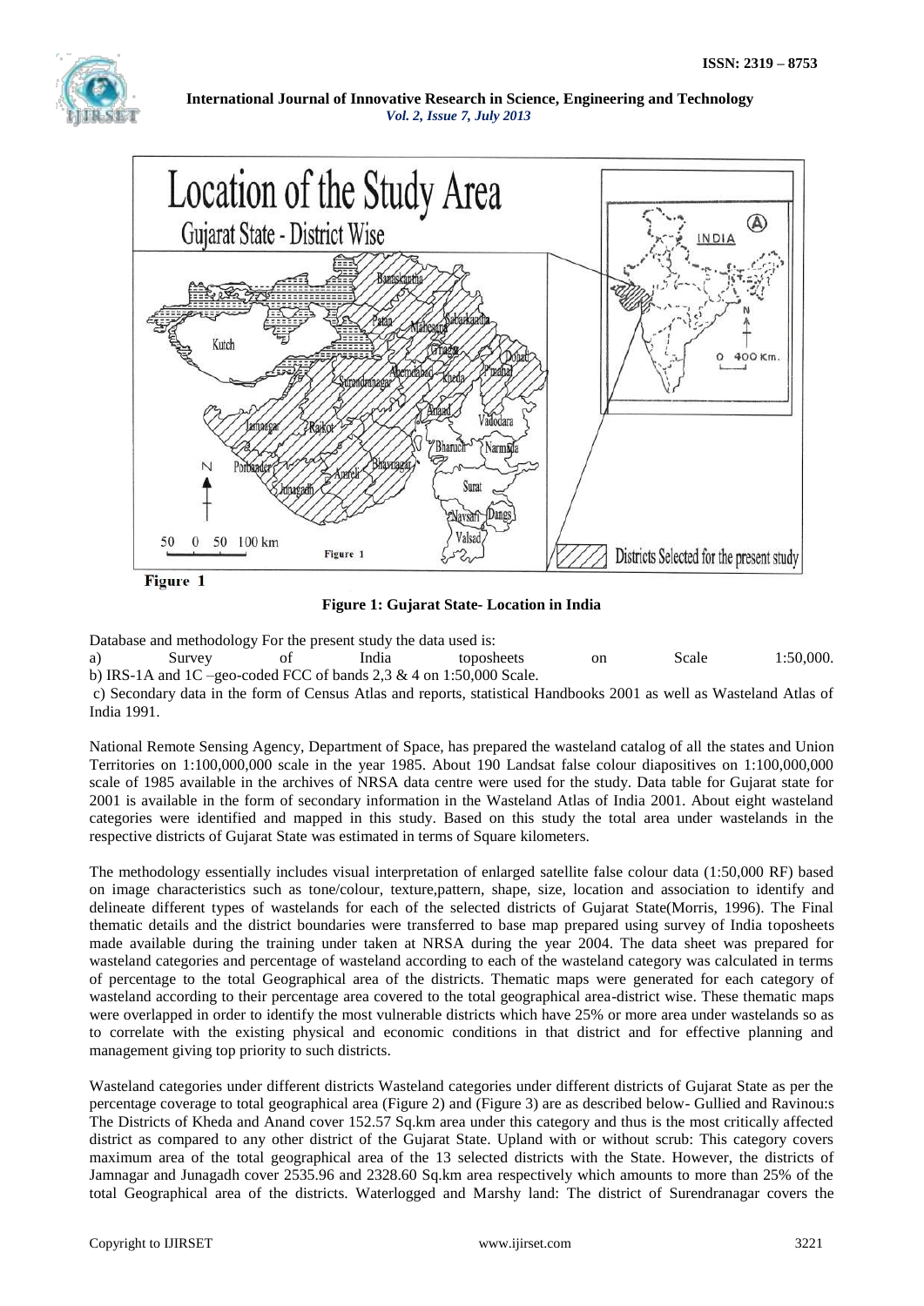Figure 1: Gujarat State- Location in India

Database and methodology For the present study the data used is:

a) Survey of India toposheets on Scale 1:50,000.

b) IRS-1A and 1C –geo-coded FCC of bands 2,3 & 4 on 1:50,000 Scale.

c) Secondary data in the form of Census Atlas and reports, statistical Handbooks 2001 as well as Wasteland Atlas of India 1991.

National Remote Sensing Agency, Department of Space, has prepared the wasteland catalog of all the states and Union Territories on 1:100,000,000 scale in the year 1985. About 190 Landsat false colour diapositives on 1:100,000,000 scale of 1985 available in the archives of NRSA data centre were used for the study. Data table for Gujarat state for 2001 is available in the form of secondary information in the Wasteland Atlas of India 2001. About eight wasteland categories were identified and mapped in this study. Based on this study the total area under wastelands in the respective districts of Gujarat State was estimated in terms of Square kilometers.

The methodology essentially includes visual interpretation of enlarged satellite false colour data (1:50,000 RF) based on image characteristics such as tone/colour, texture,pattern, shape, size, location and association to identify and delineate different types of wastelands for each of the selected districts of Gujarat State(Morris, 1996). The Final thematic details and the district boundaries were transferred to base map prepared using survey of India toposheets made available during the training under taken at NRSA during the year 2004. The data sheet was prepared for wasteland categories and percentage of wasteland according to each of the wasteland category was calculated in terms of percentage to the total Geographical area of the districts. Thematic maps were generated for each category of wasteland according to their percentage area covered to the total geographical area-district wise. These thematic maps were overlapped in order to identify the most vulnerable districts which have 25% or more area under wastelands so as to correlate with the existing physical and economic conditions in that district and for effective planning and management giving top priority to such districts.

Wasteland categories under different districts Wasteland categories under different districts of Gujarat State as per the percentage coverage to total geographical area (Figure 2) and (Figure 3) are as described below- Gullied and Ravinou:s The Districts of Kheda and Anand cover 152.57 Sq.km area under this category and thus is the most critically affected district as compared to any other district of the Gujarat State. Upland with or without scrub: This category covers maximum area of the total geographical area of the 13 selected districts with the State. However, the districts of Jamnagar and Junagadh cover 2535.96 and 2328.60 Sq.km area respectively which amounts to more than 25% of the total Geographical area of the districts. Waterlogged and Marshy land: The district of Surendranagar covers the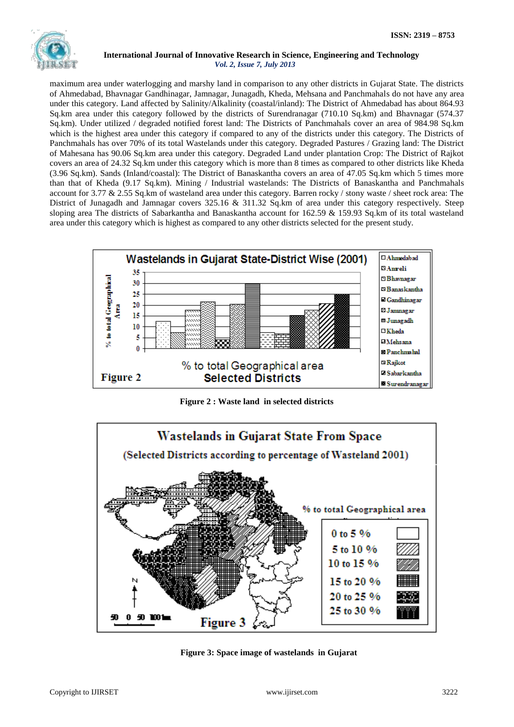maximum area under waterlogging and marshy land in comparison to any other districts in Gujarat State. The districts of Ahmedabad, Bhavnagar Gandhinagar, Jamnagar, Junagadh, Kheda, Mehsana and Panchmahals do not have any area under this category. Land affected by Salinity/Alkalinity (coastal/inland): The District of Ahmedabad has about 864.93 Sq.km area under this category followed by the districts of Surendranagar (710.10 Sq.km) and Bhavnagar (574.37 Sq.km). Under utilized / degraded notified forest land: The Districts of Panchmahals cover an area of 984.98 Sq.km which is the highest area under this category if compared to any of the districts under this category. The Districts of Panchmahals has over 70% of its total Wastelands under this category. Degraded Pastures / Grazing land: The District of Mahesana has 90.06 Sq.km area under this category. Degraded Land under plantation Crop: The District of Rajkot covers an area of 24.32 Sq.km under this category which is more than 8 times as compared to other districts like Kheda (3.96 Sq.km). Sands (Inland/coastal): The District of Banaskantha covers an area of 47.05 Sq.km which 5 times more than that of Kheda (9.17 Sq.km). Mining / Industrial wastelands: The Districts of Banaskantha and Panchmahals account for 3.77 & 2.55 Sq.km of wasteland area under this category. Barren rocky / stony waste / sheet rock area: The District of Junagadh and Jamnagar covers 325.16 & 311.32 Sq.km of area under this category respectively. Steep sloping area The districts of Sabarkantha and Banaskantha account for 162.59 & 159.93 Sq.km of its total wasteland area under this category which is highest as compared to any other districts selected for the present study.

**Figure 2 : Waste land in selected districts**

**Figure 3: Space image of wastelands in Gujarat**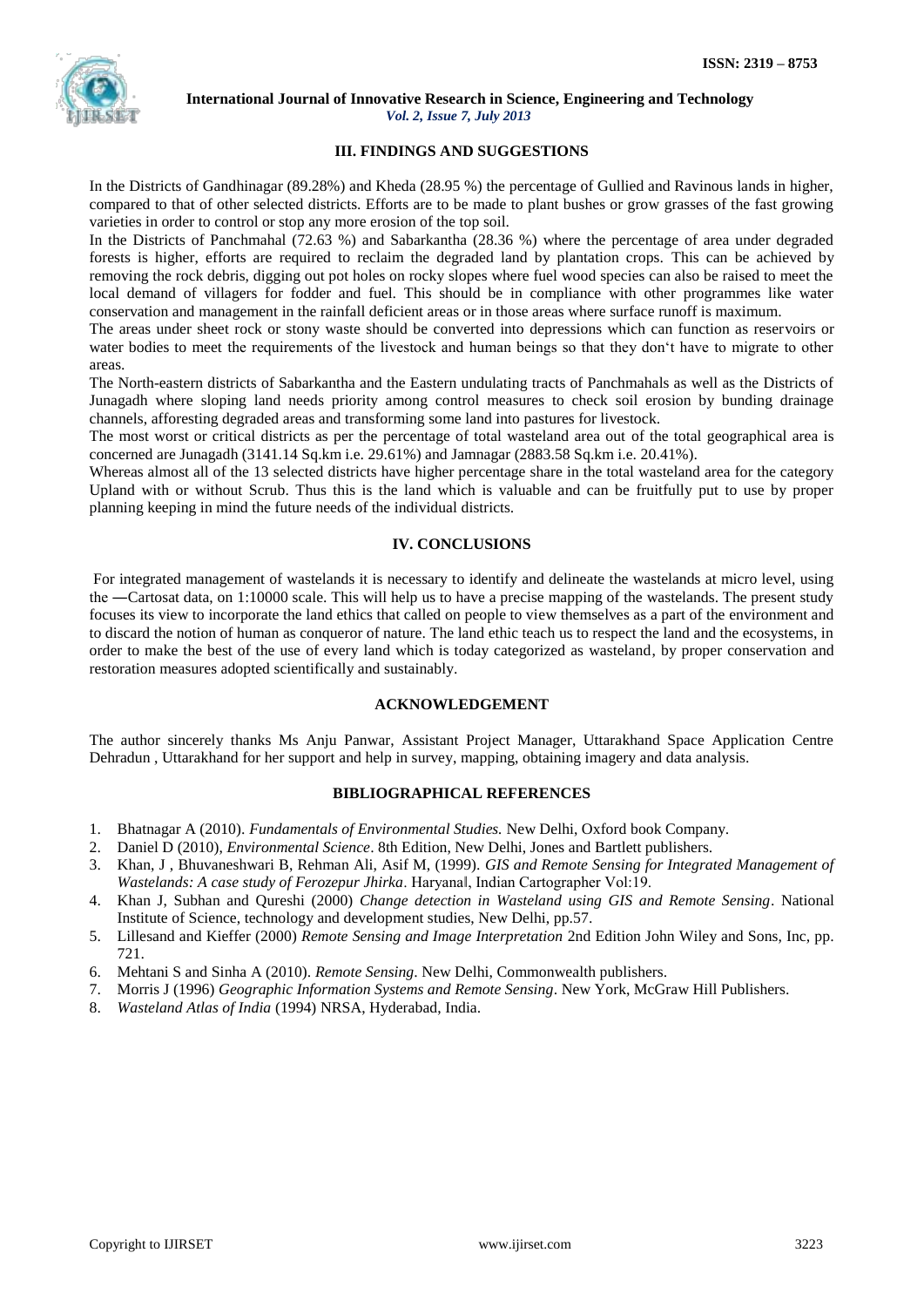## III. FINDINGS AND SUGGESTIONS

In the Districts of Gandhinagar (89.28%) and Kheda (28.95 %) the percentage of Gullied and Ravinous lands in higher, compared to that of other selected districts. Efforts are to be made to plant bushes or grow grasses of the fast growing varieties in order to control or stop any more erosion of the top soil.

In the Districts of Panchmahal (72.63 %) and Sabarkantha (28.36 %) where the percentage of area under degraded forests is higher, efforts are required to reclaim the degraded land by plantation crops. This can be achieved by removing the rock debris, digging out pot holes on rocky slopes where fuel wood species can also be raised to meet the local demand of villagers for fodder and fuel. This should be in compliance with other programmes like water conservation and management in the rainfall deficient areas or in those areas where surface runoff is maximum.

The areas under sheet rock or stony waste should be converted into depressions which can function as reservoirs or water bodies to meet the requirements of the livestock and human beings so that they don't have to migrate to other areas.

The North-eastern districts of Sabarkantha and the Eastern undulating tracts of Panchmahals as well as the Districts of Junagadh where sloping land needs priority among control measures to check soil erosion by bunding drainage channels, afforesting degraded areas and transforming some land into pastures for livestock.

The most worst or critical districts as per the percentage of total wasteland area out of the total geographical area is concerned are Junagadh (3141.14 Sq.km i.e. 29.61%) and Jamnagar (2883.58 Sq.km i.e. 20.41%).

Whereas almost all of the 13 selected districts have higher percentage share in the total wasteland area for the category Upland with or without Scrub. Thus this is the land which is valuable and can be fruitfully put to use by proper planning keeping in mind the future needs of the individual districts.

## IV. CONCLUSIONS

For integrated management of wastelands it is necessary to identify and delineate the wastelands at micro level, using the ―Cartosat data, on 1:10000 scale. This will help us to have a precise mapping of the wastelands. The present study focuses its view to incorporate the land ethics that called on people to view themselves as a part of the environment and to discard the notion of human as conqueror of nature. The land ethic teach us to respect the land and the ecosystems, in order to make the best of the use of every land which is today categorized as wasteland, by proper conservation and restoration measures adopted scientifically and sustainably.

## ACKNOWLEDGEMENT

The author sincerely thanks Ms Anju Panwar, Assistant Project Manager, Uttarakhand Space Application Centre Dehradun , Uttarakhand for her support and help in survey, mapping, obtaining imagery and data analysis.

## BIBLIOGRAPHICAL REFERENCES

1. Bhatnagar A (2010). *Fundamentals of Environmental Studies.* New Delhi, Oxford book Company.
2. Daniel D (2010), *Environmental Science*. 8th Edition, New Delhi, Jones and Bartlett publishers.
3. Khan, J , Bhuvaneshwari B, Rehman Ali, Asif M, (1999). *GIS and Remote Sensing for Integrated Management of Wastelands: A case study of Ferozepur Jhirka*. Haryanal, Indian Cartographer Vol:19.
4. Khan J, Subhan and Qureshi (2000) *Change detection in Wasteland using GIS and Remote Sensing*. National Institute of Science, technology and development studies, New Delhi, pp.57.
5. Lillesand and Kieffer (2000) *Remote Sensing and Image Interpretation* 2nd Edition John Wiley and Sons, Inc, pp. 721.
6. Mehtani S and Sinha A (2010). *Remote Sensing*. New Delhi, Commonwealth publishers.
7. Morris J (1996) *Geographic Information Systems and Remote Sensing*. New York, McGraw Hill Publishers.
8. *Wasteland Atlas of India* (1994) NRSA, Hyderabad, India.